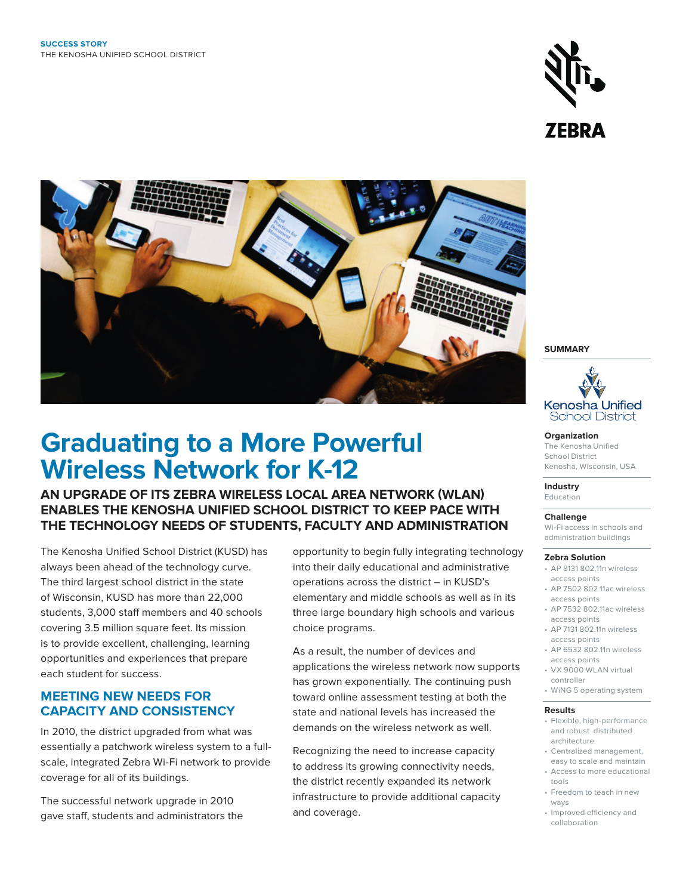**SUCCESS STORY**
THE KENOSHA UNIFIED SCHOOL DISTRICT

# Graduating to a More Powerful Wireless Network for K-12

## AN UPGRADE OF ITS ZEBRA WIRELESS LOCAL AREA NETWORK (WLAN) ENABLES THE KENOSHA UNIFIED SCHOOL DISTRICT TO KEEP PACE WITH THE TECHNOLOGY NEEDS OF STUDENTS, FACULTY AND ADMINISTRATION

The Kenosha Unified School District (KUSD) has always been ahead of the technology curve. The third largest school district in the state of Wisconsin, KUSD has more than 22,000 students, 3,000 staff members and 40 schools covering 3.5 million square feet. Its mission is to provide excellent, challenging, learning opportunities and experiences that prepare each student for success.

### MEETING NEW NEEDS FOR CAPACITY AND CONSISTENCY

In 2010, the district upgraded from what was essentially a patchwork wireless system to a full-scale, integrated Zebra Wi-Fi network to provide coverage for all of its buildings.

The successful network upgrade in 2010 gave staff, students and administrators the opportunity to begin fully integrating technology into their daily educational and administrative operations across the district – in KUSD's elementary and middle schools as well as in its three large boundary high schools and various choice programs.

As a result, the number of devices and applications the wireless network now supports has grown exponentially. The continuing push toward online assessment testing at both the state and national levels has increased the demands on the wireless network as well.

Recognizing the need to increase capacity to address its growing connectivity needs, the district recently expanded its network infrastructure to provide additional capacity and coverage.

### SUMMARY

Kenosha Unified School District

**Organization**
The Kenosha Unified School District
Kenosha, Wisconsin, USA

**Industry**
Education

**Challenge**
Wi-Fi access in schools and administration buildings

**Zebra Solution**
- AP 8131 802.11n wireless access points
- AP 7502 802.11ac wireless access points
- AP 7532 802.11ac wireless access points
- AP 7131 802.11n wireless access points
- AP 6532 802.11n wireless access points
- VX 9000 WLAN virtual controller
- WiNG 5 operating system

**Results**
- Flexible, high-performance and robust distributed architecture
- Centralized management, easy to scale and maintain
- Access to more educational tools
- Freedom to teach in new ways
- Improved efficiency and collaboration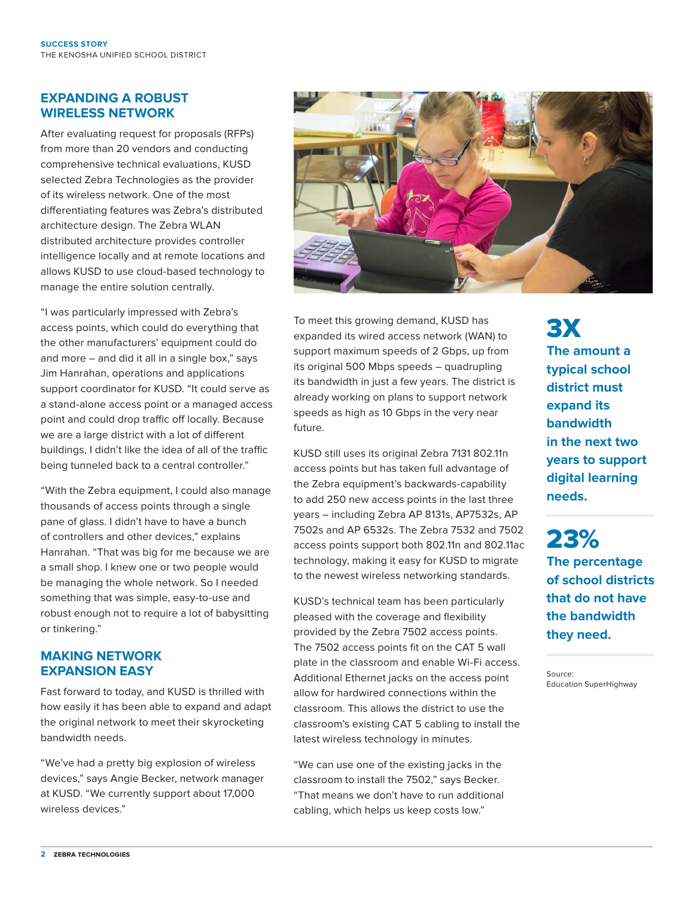## EXPANDING A ROBUST WIRELESS NETWORK

After evaluating request for proposals (RFPs) from more than 20 vendors and conducting comprehensive technical evaluations, KUSD selected Zebra Technologies as the provider of its wireless network. One of the most differentiating features was Zebra's distributed architecture design. The Zebra WLAN distributed architecture provides controller intelligence locally and at remote locations and allows KUSD to use cloud-based technology to manage the entire solution centrally.

"I was particularly impressed with Zebra's access points, which could do everything that the other manufacturers' equipment could do and more – and did it all in a single box," says Jim Hanrahan, operations and applications support coordinator for KUSD. "It could serve as a stand-alone access point or a managed access point and could drop traffic off locally. Because we are a large district with a lot of different buildings, I didn't like the idea of all of the traffic being tunneled back to a central controller."

"With the Zebra equipment, I could also manage thousands of access points through a single pane of glass. I didn't have to have a bunch of controllers and other devices," explains Hanrahan. "That was big for me because we are a small shop. I knew one or two people would be managing the whole network. So I needed something that was simple, easy-to-use and robust enough not to require a lot of babysitting or tinkering."

## MAKING NETWORK EXPANSION EASY

Fast forward to today, and KUSD is thrilled with how easily it has been able to expand and adapt the original network to meet their skyrocketing bandwidth needs.

"We've had a pretty big explosion of wireless devices," says Angie Becker, network manager at KUSD. "We currently support about 17,000 wireless devices."

To meet this growing demand, KUSD has expanded its wired access network (WAN) to support maximum speeds of 2 Gbps, up from its original 500 Mbps speeds – quadrupling its bandwidth in just a few years. The district is already working on plans to support network speeds as high as 10 Gbps in the very near future.

KUSD still uses its original Zebra 7131 802.11n access points but has taken full advantage of the Zebra equipment's backwards-capability to add 250 new access points in the last three years – including Zebra AP 8131s, AP7532s, AP 7502s and AP 6532s. The Zebra 7532 and 7502 access points support both 802.11n and 802.11ac technology, making it easy for KUSD to migrate to the newest wireless networking standards.

KUSD's technical team has been particularly pleased with the coverage and flexibility provided by the Zebra 7502 access points. The 7502 access points fit on the CAT 5 wall plate in the classroom and enable Wi-Fi access. Additional Ethernet jacks on the access point allow for hardwired connections within the classroom. This allows the district to use the classroom's existing CAT 5 cabling to install the latest wireless technology in minutes.

"We can use one of the existing jacks in the classroom to install the 7502," says Becker. "That means we don't have to run additional cabling, which helps us keep costs low."

**3X**

**The amount a typical school district must expand its bandwidth in the next two years to support digital learning needs.**

**23%**

**The percentage of school districts that do not have the bandwidth they need.**

Source:
Education SuperHighway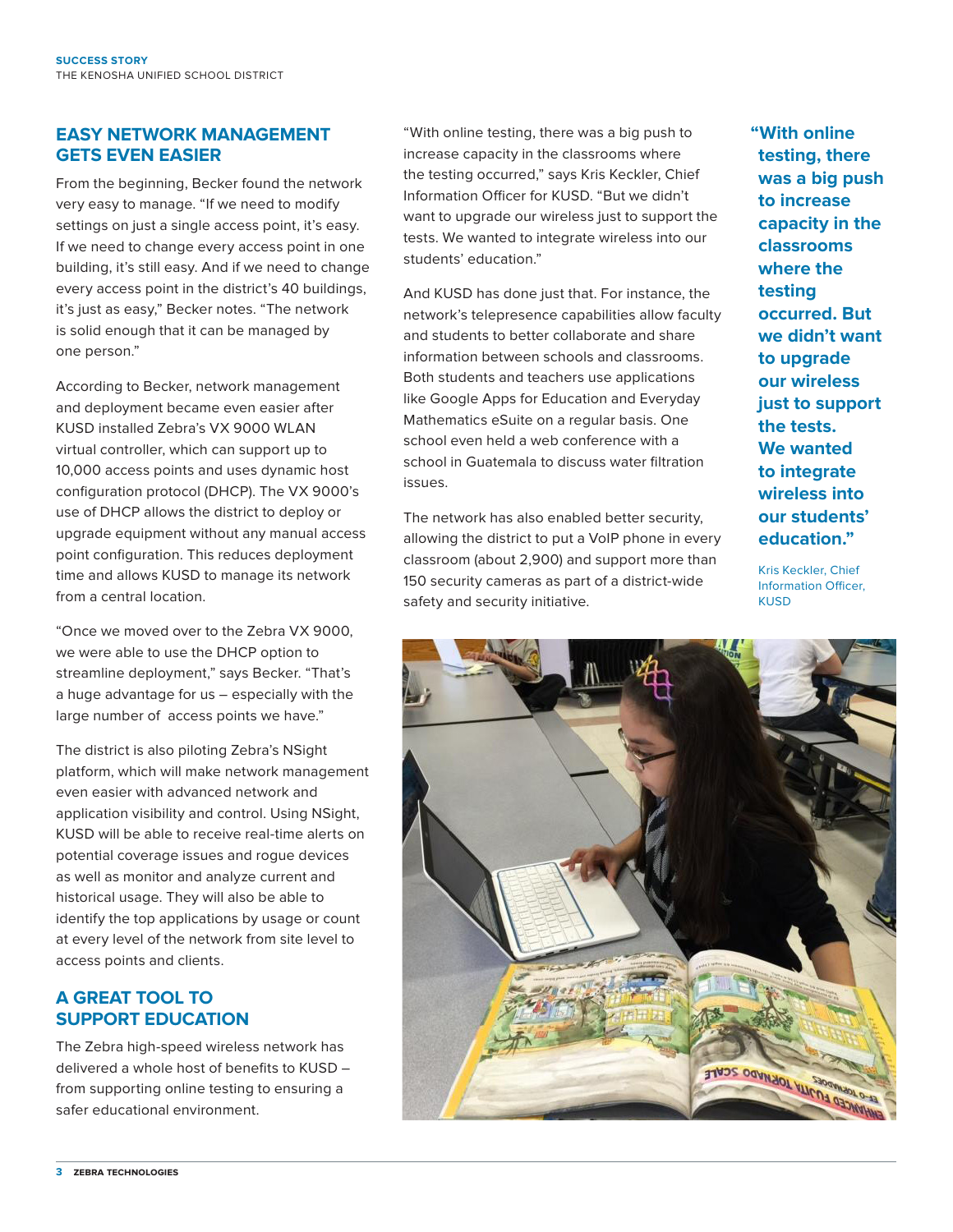## EASY NETWORK MANAGEMENT GETS EVEN EASIER

From the beginning, Becker found the network very easy to manage. "If we need to modify settings on just a single access point, it's easy. If we need to change every access point in one building, it's still easy. And if we need to change every access point in the district's 40 buildings, it's just as easy," Becker notes. "The network is solid enough that it can be managed by one person."

According to Becker, network management and deployment became even easier after KUSD installed Zebra's VX 9000 WLAN virtual controller, which can support up to 10,000 access points and uses dynamic host configuration protocol (DHCP). The VX 9000's use of DHCP allows the district to deploy or upgrade equipment without any manual access point configuration. This reduces deployment time and allows KUSD to manage its network from a central location.

"Once we moved over to the Zebra VX 9000, we were able to use the DHCP option to streamline deployment," says Becker. "That's a huge advantage for us – especially with the large number of access points we have."

The district is also piloting Zebra's NSight platform, which will make network management even easier with advanced network and application visibility and control. Using NSight, KUSD will be able to receive real-time alerts on potential coverage issues and rogue devices as well as monitor and analyze current and historical usage. They will also be able to identify the top applications by usage or count at every level of the network from site level to access points and clients.

## A GREAT TOOL TO SUPPORT EDUCATION

The Zebra high-speed wireless network has delivered a whole host of benefits to KUSD – from supporting online testing to ensuring a safer educational environment.

"With online testing, there was a big push to increase capacity in the classrooms where the testing occurred," says Kris Keckler, Chief Information Officer for KUSD. "But we didn't want to upgrade our wireless just to support the tests. We wanted to integrate wireless into our students' education."

And KUSD has done just that. For instance, the network's telepresence capabilities allow faculty and students to better collaborate and share information between schools and classrooms. Both students and teachers use applications like Google Apps for Education and Everyday Mathematics eSuite on a regular basis. One school even held a web conference with a school in Guatemala to discuss water filtration issues.

The network has also enabled better security, allowing the district to put a VoIP phone in every classroom (about 2,900) and support more than 150 security cameras as part of a district-wide safety and security initiative.

> **"With online testing, there was a big push to increase capacity in the classrooms where the testing occurred. But we didn't want to upgrade our wireless just to support the tests. We wanted to integrate wireless into our students' education."**
>
> Kris Keckler, Chief Information Officer, KUSD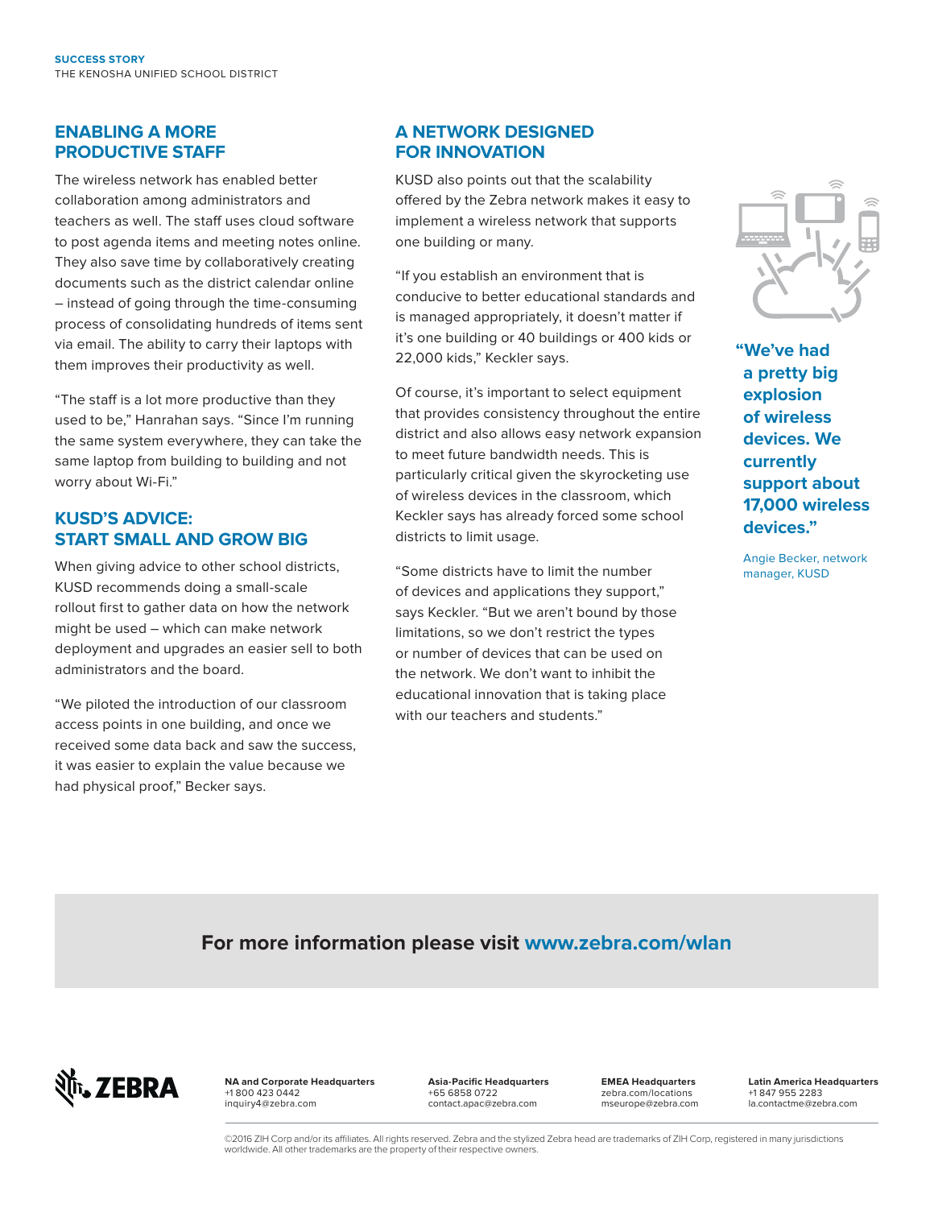## ENABLING A MORE PRODUCTIVE STAFF

The wireless network has enabled better collaboration among administrators and teachers as well. The staff uses cloud software to post agenda items and meeting notes online. They also save time by collaboratively creating documents such as the district calendar online – instead of going through the time-consuming process of consolidating hundreds of items sent via email. The ability to carry their laptops with them improves their productivity as well.

"The staff is a lot more productive than they used to be," Hanrahan says. "Since I'm running the same system everywhere, they can take the same laptop from building to building and not worry about Wi-Fi."

## KUSD'S ADVICE: START SMALL AND GROW BIG

When giving advice to other school districts, KUSD recommends doing a small-scale rollout first to gather data on how the network might be used – which can make network deployment and upgrades an easier sell to both administrators and the board.

"We piloted the introduction of our classroom access points in one building, and once we received some data back and saw the success, it was easier to explain the value because we had physical proof," Becker says.

## A NETWORK DESIGNED FOR INNOVATION

KUSD also points out that the scalability offered by the Zebra network makes it easy to implement a wireless network that supports one building or many.

"If you establish an environment that is conducive to better educational standards and is managed appropriately, it doesn't matter if it's one building or 40 buildings or 400 kids or 22,000 kids," Keckler says.

Of course, it's important to select equipment that provides consistency throughout the entire district and also allows easy network expansion to meet future bandwidth needs. This is particularly critical given the skyrocketing use of wireless devices in the classroom, which Keckler says has already forced some school districts to limit usage.

"Some districts have to limit the number of devices and applications they support," says Keckler. "But we aren't bound by those limitations, so we don't restrict the types or number of devices that can be used on the network. We don't want to inhibit the educational innovation that is taking place with our teachers and students."

> **"We've had a pretty big explosion of wireless devices. We currently support about 17,000 wireless devices."**
>
> Angie Becker, network manager, KUSD

**For more information please visit www.zebra.com/wlan**

ZEBRA

**NA and Corporate Headquarters**
+1 800 423 0442
inquiry4@zebra.com

**Asia-Pacific Headquarters**
+65 6858 0722
contact.apac@zebra.com

**EMEA Headquarters**
zebra.com/locations
mseurope@zebra.com

**Latin America Headquarters**
+1 847 955 2283
la.contactme@zebra.com

©2016 ZIH Corp and/or its affiliates. All rights reserved. Zebra and the stylized Zebra head are trademarks of ZIH Corp, registered in many jurisdictions worldwide. All other trademarks are the property of their respective owners.